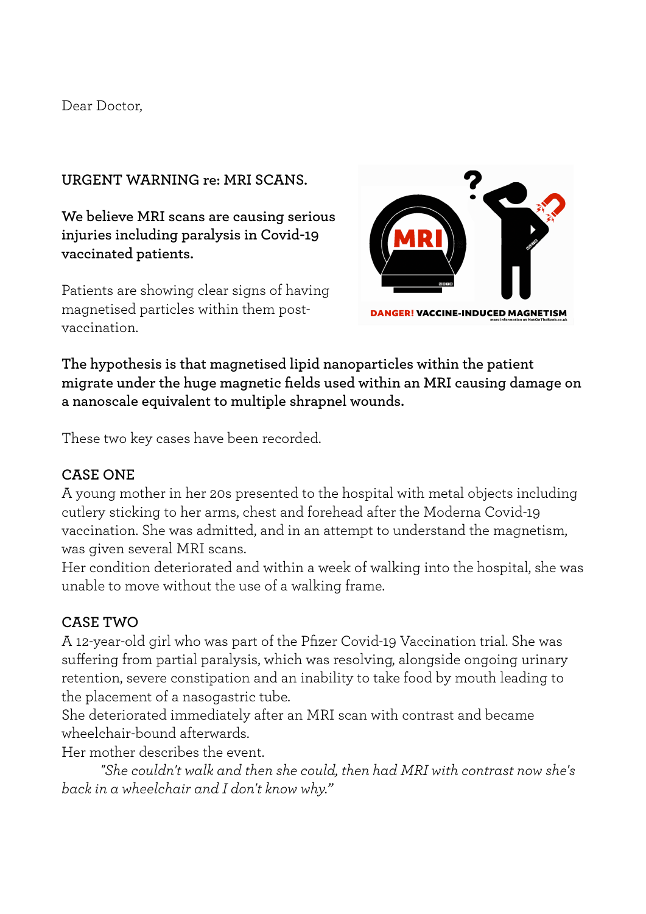Dear Doctor,

## URGENT WARNING re: MRI SCANS.

**We believe MRI scans are causing serious injuries including paralysis in Covid-19 vaccinated patients.**

Patients are showing clear signs of having magnetised particles within them post-vaccination.

DANGER! VACCINE-INDUCED MAGNETISM

more information at NotOnTheBeeb.co.uk

**The hypothesis is that magnetised lipid nanoparticles within the patient migrate under the huge magnetic fields used within an MRI causing damage on a nanoscale equivalent to multiple shrapnel wounds.**

These two key cases have been recorded.

### CASE ONE

A young mother in her 20s presented to the hospital with metal objects including cutlery sticking to her arms, chest and forehead after the Moderna Covid-19 vaccination. She was admitted, and in an attempt to understand the magnetism, was given several MRI scans.

Her condition deteriorated and within a week of walking into the hospital, she was unable to move without the use of a walking frame.

### CASE TWO

A 12-year-old girl who was part of the Pfizer Covid-19 Vaccination trial. She was suffering from partial paralysis, which was resolving, alongside ongoing urinary retention, severe constipation and an inability to take food by mouth leading to the placement of a nasogastric tube.

She deteriorated immediately after an MRI scan with contrast and became wheelchair-bound afterwards.

Her mother describes the event.

*"She couldn't walk and then she could, then had MRI with contrast now she's back in a wheelchair and I don't know why."*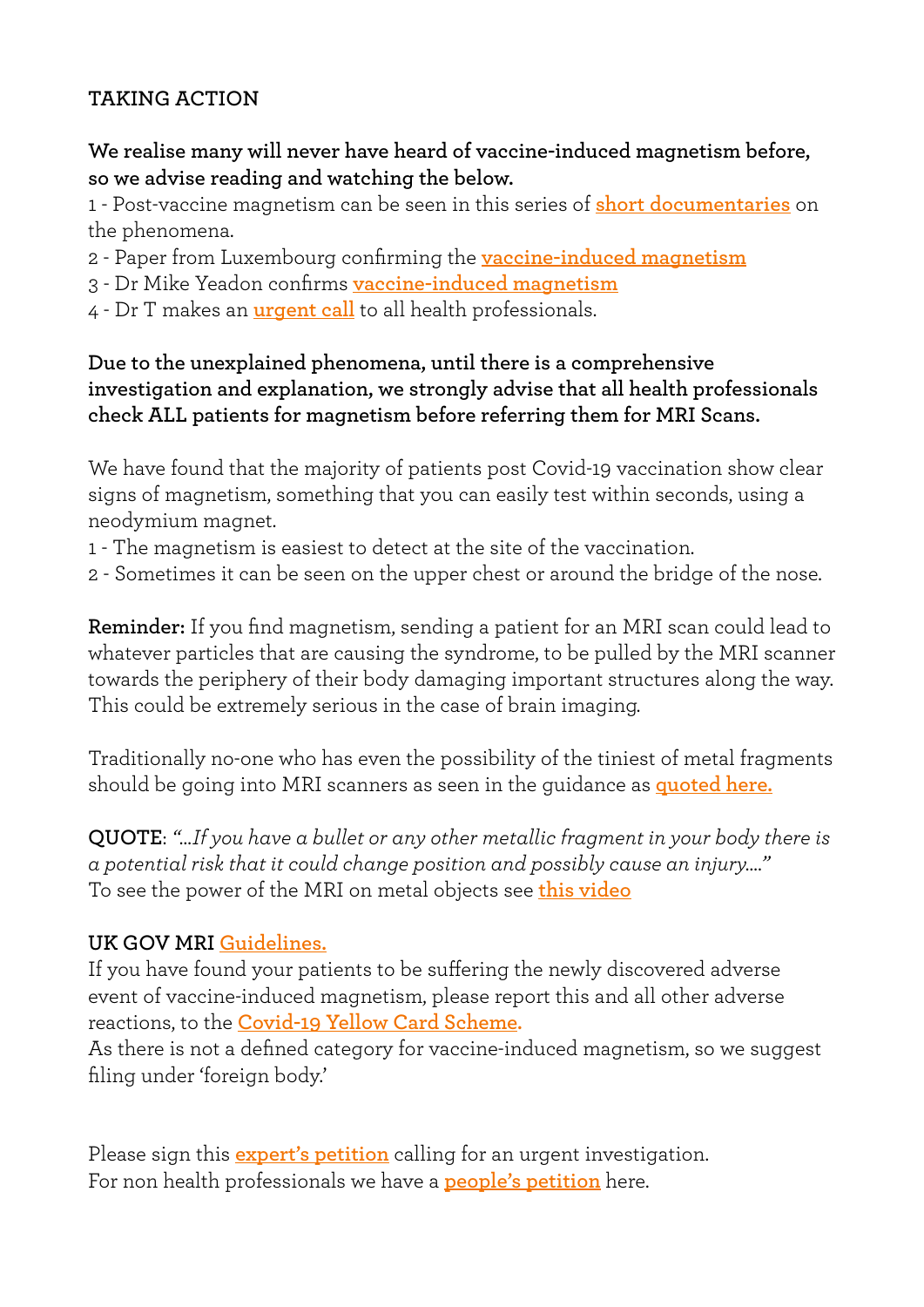## TAKING ACTION

**We realise many will never have heard of vaccine-induced magnetism before, so we advise reading and watching the below.**

1 - Post-vaccine magnetism can be seen in this series of **short documentaries** on the phenomena.
2 - Paper from Luxembourg confirming the **vaccine-induced magnetism**
3 - Dr Mike Yeadon confirms **vaccine-induced magnetism**
4 - Dr T makes an **urgent call** to all health professionals.

**Due to the unexplained phenomena, until there is a comprehensive investigation and explanation, we strongly advise that all health professionals check ALL patients for magnetism before referring them for MRI Scans.**

We have found that the majority of patients post Covid-19 vaccination show clear signs of magnetism, something that you can easily test within seconds, using a neodymium magnet.
1 - The magnetism is easiest to detect at the site of the vaccination.
2 - Sometimes it can be seen on the upper chest or around the bridge of the nose.

**Reminder:** If you find magnetism, sending a patient for an MRI scan could lead to whatever particles that are causing the syndrome, to be pulled by the MRI scanner towards the periphery of their body damaging important structures along the way. This could be extremely serious in the case of brain imaging.

Traditionally no-one who has even the possibility of the tiniest of metal fragments should be going into MRI scanners as seen in the guidance as **quoted here.**

**QUOTE**: *"...If you have a bullet or any other metallic fragment in your body there is a potential risk that it could change position and possibly cause an injury...."*
To see the power of the MRI on metal objects see **this video**

**UK GOV MRI Guidelines.**
If you have found your patients to be suffering the newly discovered adverse event of vaccine-induced magnetism, please report this and all other adverse reactions, to the **Covid-19 Yellow Card Scheme.**
As there is not a defined category for vaccine-induced magnetism, so we suggest filing under 'foreign body.'

Please sign this **expert's petition** calling for an urgent investigation.
For non health professionals we have a **people's petition** here.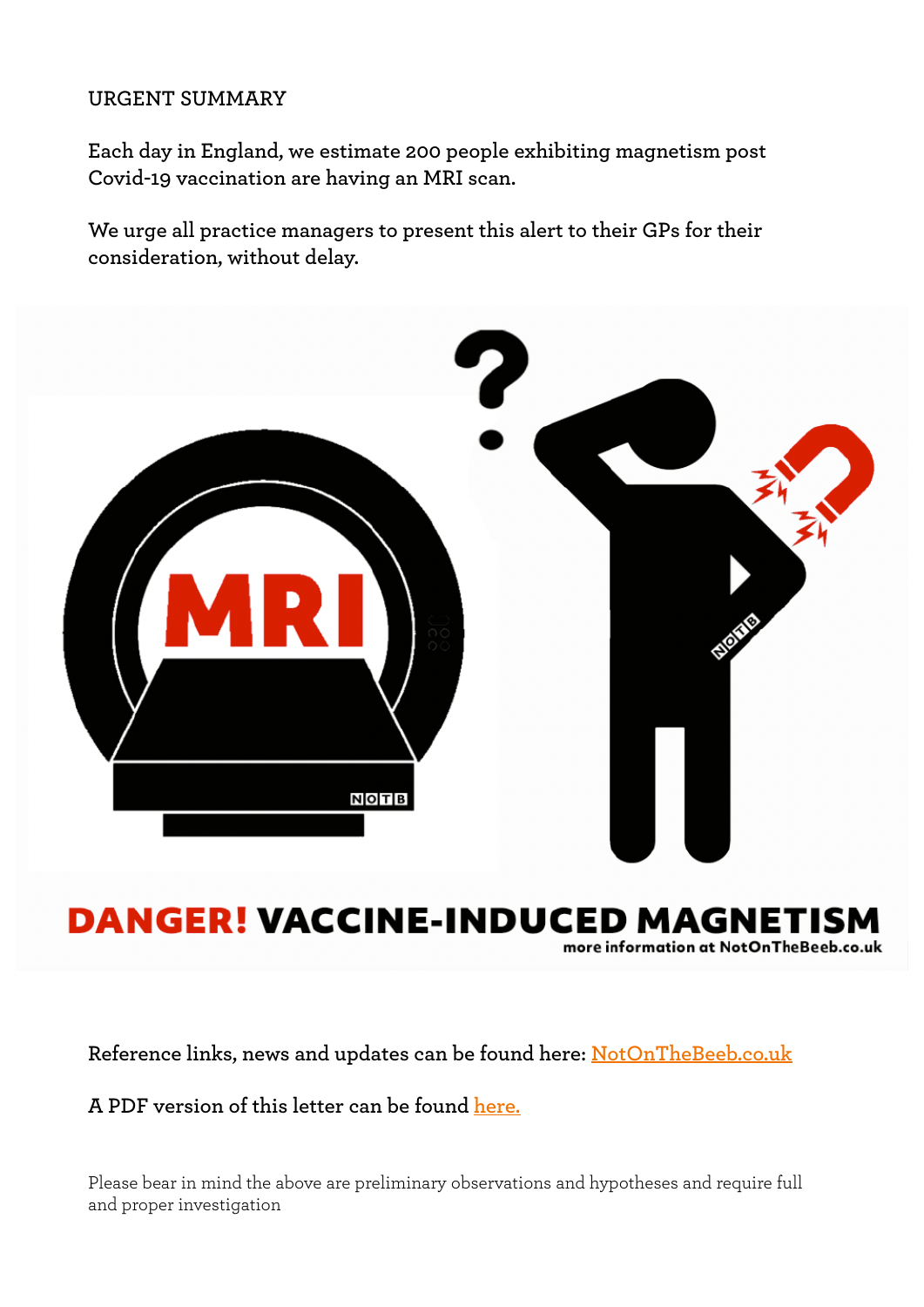URGENT SUMMARY

Each day in England, we estimate 200 people exhibiting magnetism post Covid-19 vaccination are having an MRI scan.

We urge all practice managers to present this alert to their GPs for their consideration, without delay.

**DANGER! VACCINE-INDUCED MAGNETISM**

more information at NotOnTheBeeb.co.uk

Reference links, news and updates can be found here: NotOnTheBeeb.co.uk

A PDF version of this letter can be found here.

Please bear in mind the above are preliminary observations and hypotheses and require full and proper investigation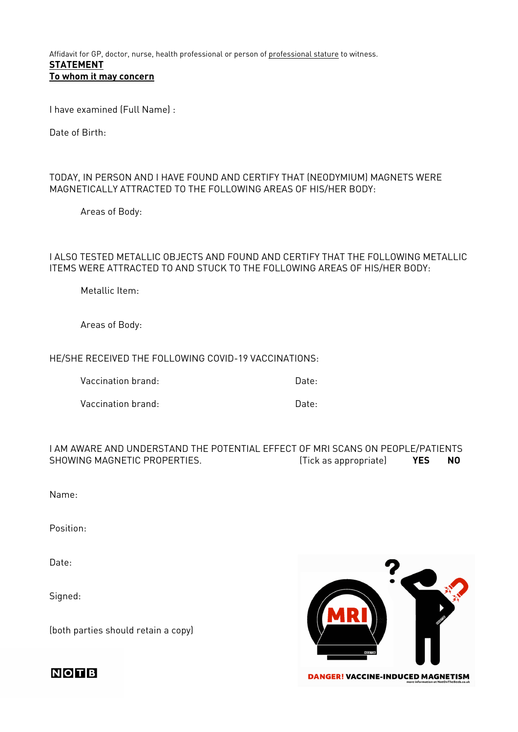Affidavit for GP, doctor, nurse, health professional or person of professional stature to witness.

**STATEMENT**

**To whom it may concern**

I have examined (Full Name) :

Date of Birth:

TODAY, IN PERSON AND I HAVE FOUND AND CERTIFY THAT (NEODYMIUM) MAGNETS WERE MAGNETICALLY ATTRACTED TO THE FOLLOWING AREAS OF HIS/HER BODY:

Areas of Body:

I ALSO TESTED METALLIC OBJECTS AND FOUND AND CERTIFY THAT THE FOLLOWING METALLIC ITEMS WERE ATTRACTED TO AND STUCK TO THE FOLLOWING AREAS OF HIS/HER BODY:

Metallic Item:

Areas of Body:

HE/SHE RECEIVED THE FOLLOWING COVID-19 VACCINATIONS:

Vaccination brand: Date:

Vaccination brand: Date:

I AM AWARE AND UNDERSTAND THE POTENTIAL EFFECT OF MRI SCANS ON PEOPLE/PATIENTS SHOWING MAGNETIC PROPERTIES. (Tick as appropriate) **YES** **NO**

Name:

Position:

Date:

Signed:

(both parties should retain a copy)

NOTB

MRI

DANGER! VACCINE-INDUCED MAGNETISM

more information at NotOnTheBeeb.co.uk